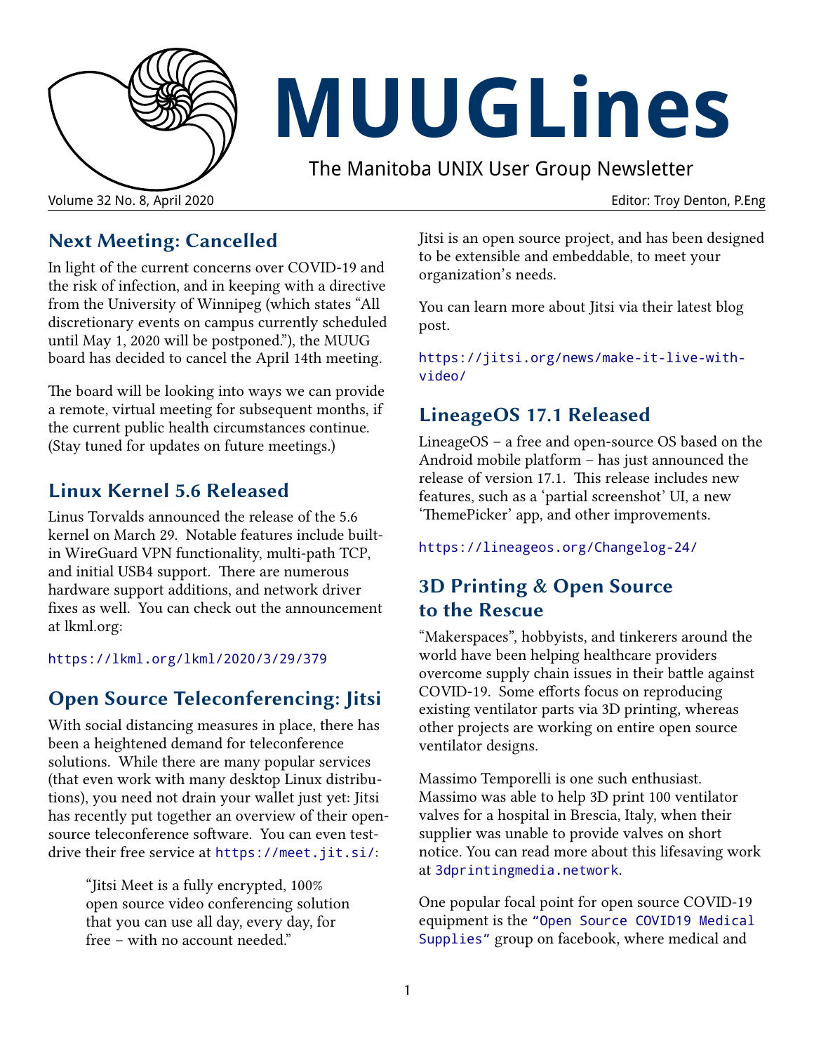# MUUGLines

The Manitoba UNIX User Group Newsletter

Volume 32 No. 8, April 2020 — Editor: Troy Denton, P.Eng

## Next Meeting: Cancelled

In light of the current concerns over COVID-19 and the risk of infection, and in keeping with a directive from the University of Winnipeg (which states "All discretionary events on campus currently scheduled until May 1, 2020 will be postponed."), the MUUG board has decided to cancel the April 14th meeting.

The board will be looking into ways we can provide a remote, virtual meeting for subsequent months, if the current public health circumstances continue. (Stay tuned for updates on future meetings.)

## Linux Kernel 5.6 Released

Linus Torvalds announced the release of the 5.6 kernel on March 29. Notable features include built-in WireGuard VPN functionality, multi-path TCP, and initial USB4 support. There are numerous hardware support additions, and network driver fixes as well. You can check out the announcement at lkml.org:

https://lkml.org/lkml/2020/3/29/379

## Open Source Teleconferencing: Jitsi

With social distancing measures in place, there has been a heightened demand for teleconference solutions. While there are many popular services (that even work with many desktop Linux distributions), you need not drain your wallet just yet: Jitsi has recently put together an overview of their open-source teleconference software. You can even test-drive their free service at https://meet.jit.si/:

> "Jitsi Meet is a fully encrypted, 100% open source video conferencing solution that you can use all day, every day, for free – with no account needed."

Jitsi is an open source project, and has been designed to be extensible and embeddable, to meet your organization's needs.

You can learn more about Jitsi via their latest blog post.

https://jitsi.org/news/make-it-live-with-video/

## LineageOS 17.1 Released

LineageOS – a free and open-source OS based on the Android mobile platform – has just announced the release of version 17.1. This release includes new features, such as a 'partial screenshot' UI, a new 'ThemePicker' app, and other improvements.

https://lineageos.org/Changelog-24/

## 3D Printing & Open Source to the Rescue

"Makerspaces", hobbyists, and tinkerers around the world have been helping healthcare providers overcome supply chain issues in their battle against COVID-19. Some efforts focus on reproducing existing ventilator parts via 3D printing, whereas other projects are working on entire open source ventilator designs.

Massimo Temporelli is one such enthusiast. Massimo was able to help 3D print 100 ventilator valves for a hospital in Brescia, Italy, when their supplier was unable to provide valves on short notice. You can read more about this lifesaving work at 3dprintingmedia.network.

One popular focal point for open source COVID-19 equipment is the "Open Source COVID19 Medical Supplies" group on facebook, where medical and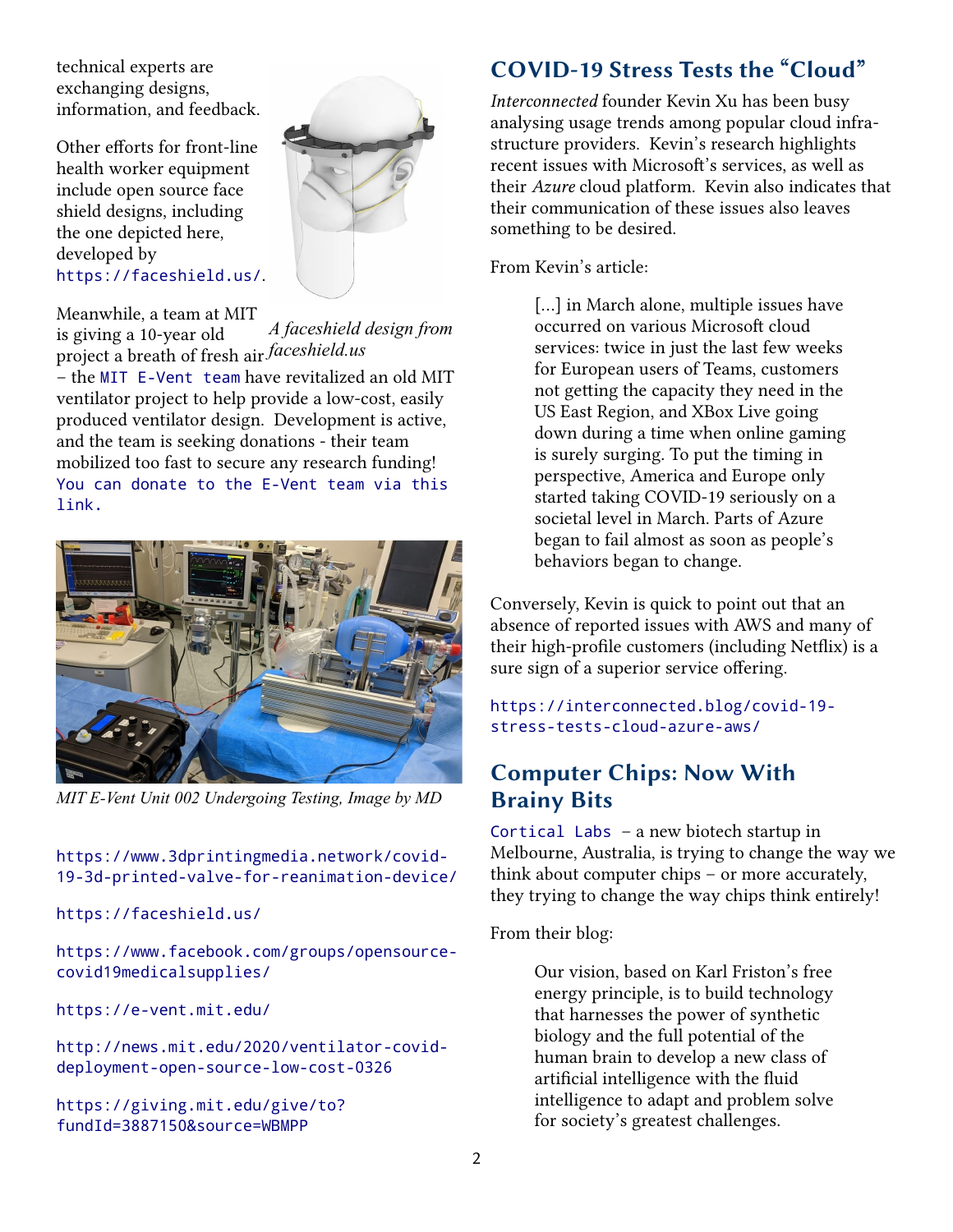technical experts are exchanging designs, information, and feedback.

Other efforts for front-line health worker equipment include open source face shield designs, including the one depicted here, developed by https://faceshield.us/.

*A faceshield design from faceshield.us*

Meanwhile, a team at MIT is giving a 10-year old project a breath of fresh air – the MIT E-Vent team have revitalized an old MIT ventilator project to help provide a low-cost, easily produced ventilator design. Development is active, and the team is seeking donations - their team mobilized too fast to secure any research funding! You can donate to the E-Vent team via this link.

*MIT E-Vent Unit 002 Undergoing Testing, Image by MD*

https://www.3dprintingmedia.network/covid-19-3d-printed-valve-for-reanimation-device/

https://faceshield.us/

https://www.facebook.com/groups/opensource-covid19medicalsupplies/

https://e-vent.mit.edu/

http://news.mit.edu/2020/ventilator-covid-deployment-open-source-low-cost-0326

https://giving.mit.edu/give/to?fundId=3887150&source=WBMPP

## COVID-19 Stress Tests the "Cloud"

*Interconnected* founder Kevin Xu has been busy analysing usage trends among popular cloud infrastructure providers. Kevin's research highlights recent issues with Microsoft's services, as well as their *Azure* cloud platform. Kevin also indicates that their communication of these issues also leaves something to be desired.

From Kevin's article:

> [...] in March alone, multiple issues have occurred on various Microsoft cloud services: twice in just the last few weeks for European users of Teams, customers not getting the capacity they need in the US East Region, and XBox Live going down during a time when online gaming is surely surging. To put the timing in perspective, America and Europe only started taking COVID-19 seriously on a societal level in March. Parts of Azure began to fail almost as soon as people's behaviors began to change.

Conversely, Kevin is quick to point out that an absence of reported issues with AWS and many of their high-profile customers (including Netflix) is a sure sign of a superior service offering.

https://interconnected.blog/covid-19-stress-tests-cloud-azure-aws/

## Computer Chips: Now With Brainy Bits

Cortical Labs – a new biotech startup in Melbourne, Australia, is trying to change the way we think about computer chips – or more accurately, they trying to change the way chips think entirely!

From their blog:

> Our vision, based on Karl Friston's free energy principle, is to build technology that harnesses the power of synthetic biology and the full potential of the human brain to develop a new class of artificial intelligence with the fluid intelligence to adapt and problem solve for society's greatest challenges.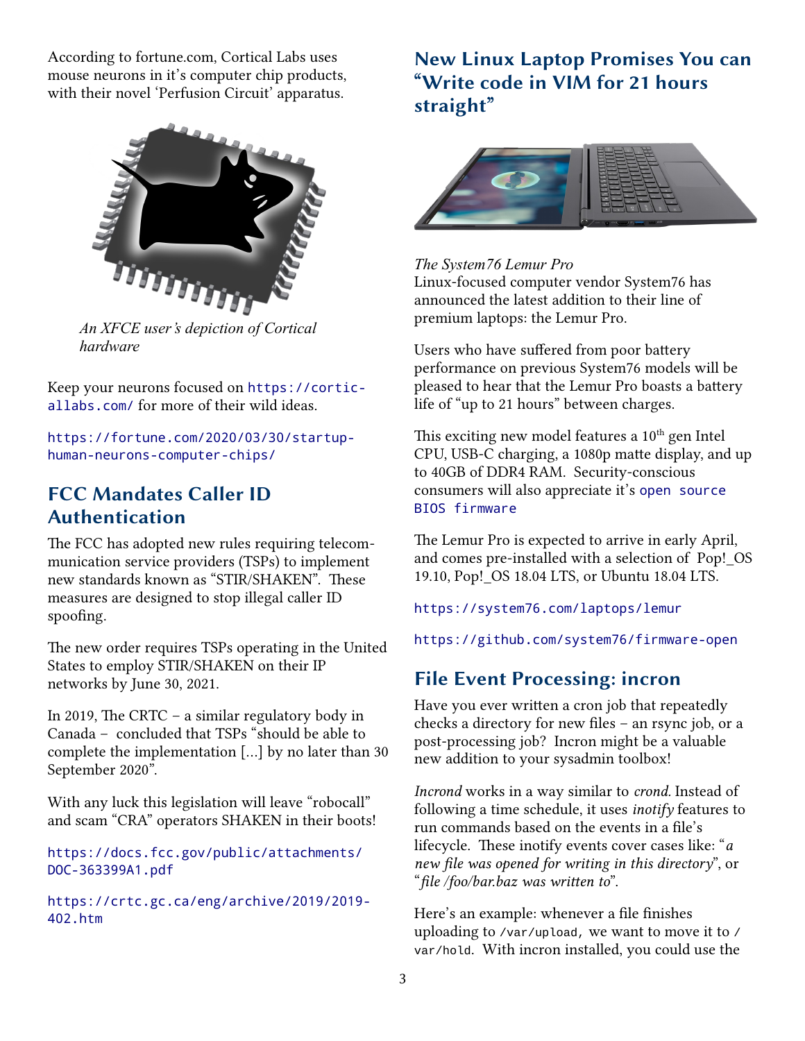According to fortune.com, Cortical Labs uses mouse neurons in it's computer chip products, with their novel 'Perfusion Circuit' apparatus.

*An XFCE user's depiction of Cortical hardware*

Keep your neurons focused on `https://corticallabs.com/` for more of their wild ideas.

`https://fortune.com/2020/03/30/startup-human-neurons-computer-chips/`

## FCC Mandates Caller ID Authentication

The FCC has adopted new rules requiring telecommunication service providers (TSPs) to implement new standards known as "STIR/SHAKEN". These measures are designed to stop illegal caller ID spoofing.

The new order requires TSPs operating in the United States to employ STIR/SHAKEN on their IP networks by June 30, 2021.

In 2019, The CRTC – a similar regulatory body in Canada – concluded that TSPs "should be able to complete the implementation [...] by no later than 30 September 2020".

With any luck this legislation will leave "robocall" and scam "CRA" operators SHAKEN in their boots!

`https://docs.fcc.gov/public/attachments/DOC-363399A1.pdf`

`https://crtc.gc.ca/eng/archive/2019/2019-402.htm`

## New Linux Laptop Promises You can "Write code in VIM for 21 hours straight"

*The System76 Lemur Pro*

Linux-focused computer vendor System76 has announced the latest addition to their line of premium laptops: the Lemur Pro.

Users who have suffered from poor battery performance on previous System76 models will be pleased to hear that the Lemur Pro boasts a battery life of "up to 21 hours" between charges.

This exciting new model features a 10th gen Intel CPU, USB-C charging, a 1080p matte display, and up to 40GB of DDR4 RAM. Security-conscious consumers will also appreciate it's `open source BIOS firmware`

The Lemur Pro is expected to arrive in early April, and comes pre-installed with a selection of Pop!_OS 19.10, Pop!_OS 18.04 LTS, or Ubuntu 18.04 LTS.

`https://system76.com/laptops/lemur`

`https://github.com/system76/firmware-open`

## File Event Processing: incron

Have you ever written a cron job that repeatedly checks a directory for new files – an rsync job, or a post-processing job? Incron might be a valuable new addition to your sysadmin toolbox!

*Incrond* works in a way similar to *crond.* Instead of following a time schedule, it uses *inotify* features to run commands based on the events in a file's lifecycle. These inotify events cover cases like: "*a new file was opened for writing in this directory*", or "*file /foo/bar.baz was written to*".

Here's an example: whenever a file finishes uploading to `/var/upload`, we want to move it to `/var/hold`. With incron installed, you could use the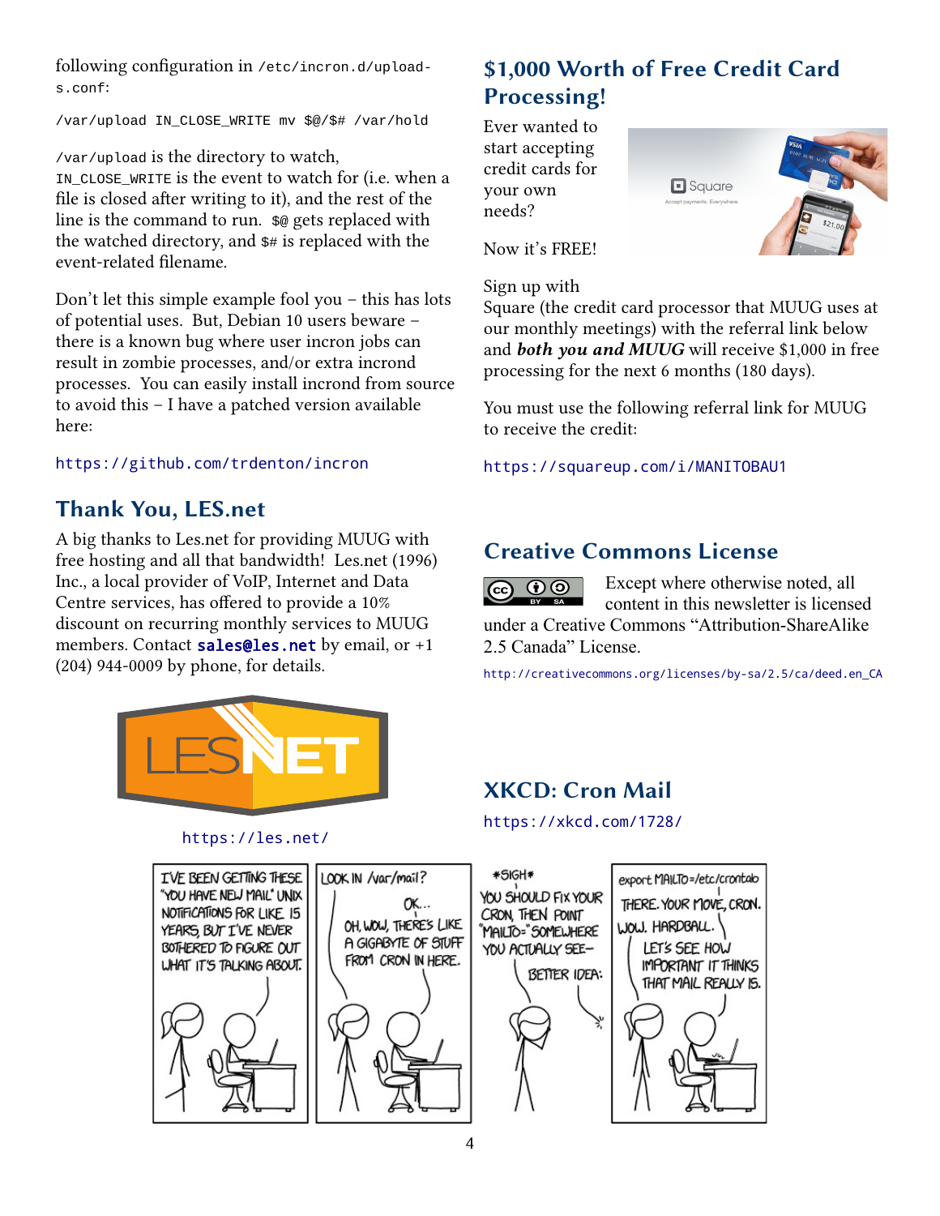following configuration in /etc/incron.d/uploads.conf:

```
/var/upload IN_CLOSE_WRITE mv $@/$# /var/hold
```

/var/upload is the directory to watch, IN_CLOSE_WRITE is the event to watch for (i.e. when a file is closed after writing to it), and the rest of the line is the command to run. $@ gets replaced with the watched directory, and $# is replaced with the event-related filename.

Don't let this simple example fool you – this has lots of potential uses. But, Debian 10 users beware – there is a known bug where user incron jobs can result in zombie processes, and/or extra incrond processes. You can easily install incrond from source to avoid this – I have a patched version available here:

https://github.com/trdenton/incron

## Thank You, LES.net

A big thanks to Les.net for providing MUUG with free hosting and all that bandwidth! Les.net (1996) Inc., a local provider of VoIP, Internet and Data Centre services, has offered to provide a 10% discount on recurring monthly services to MUUG members. Contact **sales@les.net** by email, or +1 (204) 944-0009 by phone, for details.

https://les.net/

## $1,000 Worth of Free Credit Card Processing!

Ever wanted to start accepting credit cards for your own needs?

Now it's FREE!

Sign up with Square (the credit card processor that MUUG uses at our monthly meetings) with the referral link below and ***both you and MUUG*** will receive $1,000 in free processing for the next 6 months (180 days).

You must use the following referral link for MUUG to receive the credit:

https://squareup.com/i/MANITOBAU1

## Creative Commons License

Except where otherwise noted, all content in this newsletter is licensed under a Creative Commons "Attribution-ShareAlike 2.5 Canada" License.

http://creativecommons.org/licenses/by-sa/2.5/ca/deed.en_CA

## XKCD: Cron Mail

https://xkcd.com/1728/